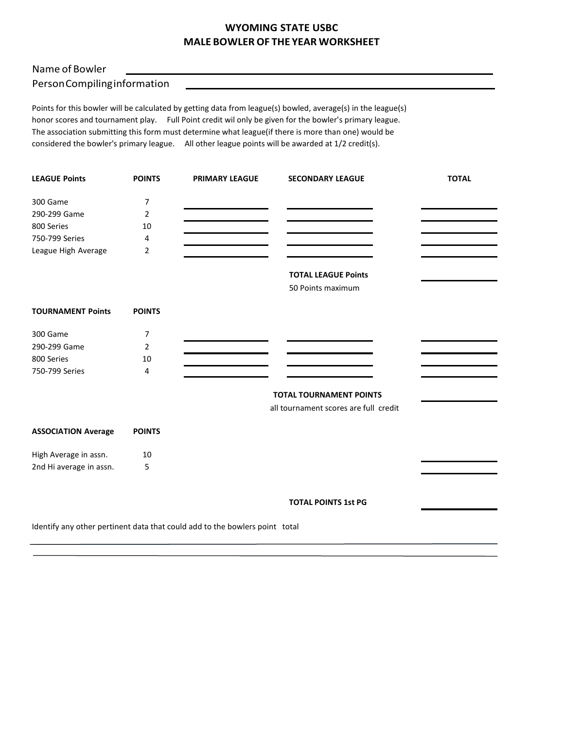# WYOMING STATE USBC
## MALE BOWLER OF THE YEAR WORKSHEET

Name of Bowler ______________________________

Person Compiling information ______________________________

Points for this bowler will be calculated by getting data from league(s) bowled, average(s) in the league(s) honor scores and tournament play. Full Point credit wil only be given for the bowler's primary league. The association submitting this form must determine what league(if there is more than one) would be considered the bowler's primary league. All other league points will be awarded at 1/2 credit(s).

| LEAGUE Points | POINTS | PRIMARY LEAGUE | SECONDARY LEAGUE | TOTAL |
|---|---|---|---|---|
| 300 Game | 7 | ______ | ______ | ______ |
| 290-299 Game | 2 | ______ | ______ | ______ |
| 800 Series | 10 | ______ | ______ | ______ |
| 750-799 Series | 4 | ______ | ______ | ______ |
| League High Average | 2 | ______ | ______ | ______ |
| | | | **TOTAL LEAGUE Points** 50 Points maximum | ______ |

| TOURNAMENT Points | POINTS | | | |
|---|---|---|---|---|
| 300 Game | 7 | ______ | ______ | ______ |
| 290-299 Game | 2 | ______ | ______ | ______ |
| 800 Series | 10 | ______ | ______ | ______ |
| 750-799 Series | 4 | ______ | ______ | ______ |
| | | | **TOTAL TOURNAMENT POINTS** all tournament scores are full credit | ______ |

| ASSOCIATION Average | POINTS | | | |
|---|---|---|---|---|
| High Average in assn. | 10 | | | ______ |
| 2nd Hi average in assn. | 5 | | | ______ |
| | | | **TOTAL POINTS 1st PG** | ______ |

Identify any other pertinent data that could add to the bowlers point total

______________________________

______________________________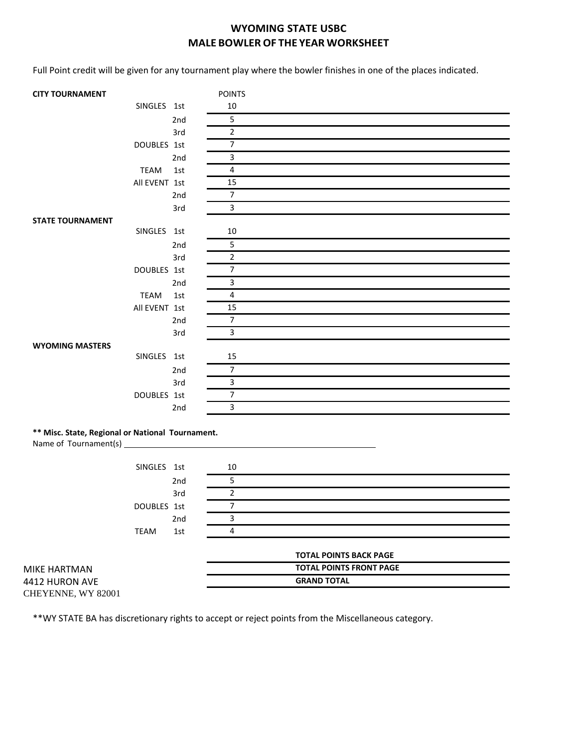# WYOMING STATE USBC
# MALE BOWLER OF THE YEAR WORKSHEET

Full Point credit will be given for any tournament play where the bowler finishes in one of the places indicated.

| | | | POINTS | |
|---|---|---|---|---|
| **CITY TOURNAMENT** | | | | |
| | SINGLES | 1st | 10 | |
| | | 2nd | 5 | |
| | | 3rd | 2 | |
| | DOUBLES | 1st | 7 | |
| | | 2nd | 3 | |
| | TEAM | 1st | 4 | |
| | All EVENT | 1st | 15 | |
| | | 2nd | 7 | |
| | | 3rd | 3 | |
| **STATE TOURNAMENT** | | | | |
| | SINGLES | 1st | 10 | |
| | | 2nd | 5 | |
| | | 3rd | 2 | |
| | DOUBLES | 1st | 7 | |
| | | 2nd | 3 | |
| | TEAM | 1st | 4 | |
| | All EVENT | 1st | 15 | |
| | | 2nd | 7 | |
| | | 3rd | 3 | |
| **WYOMING MASTERS** | | | | |
| | SINGLES | 1st | 15 | |
| | | 2nd | 7 | |
| | | 3rd | 3 | |
| | DOUBLES | 1st | 7 | |
| | | 2nd | 3 | |

**** Misc. State, Regional or National Tournament.**

Name of Tournament(s) ____________________________________________

| | | | |
|---|---|---|---|
| SINGLES | 1st | 10 | |
| | 2nd | 5 | |
| | 3rd | 2 | |
| DOUBLES | 1st | 7 | |
| | 2nd | 3 | |
| TEAM | 1st | 4 | |

**TOTAL POINTS BACK PAGE** ____________

**TOTAL POINTS FRONT PAGE** ____________

**GRAND TOTAL** ____________

MIKE HARTMAN
4412 HURON AVE
CHEYENNE, WY 82001

**WY STATE BA has discretionary rights to accept or reject points from the Miscellaneous category.